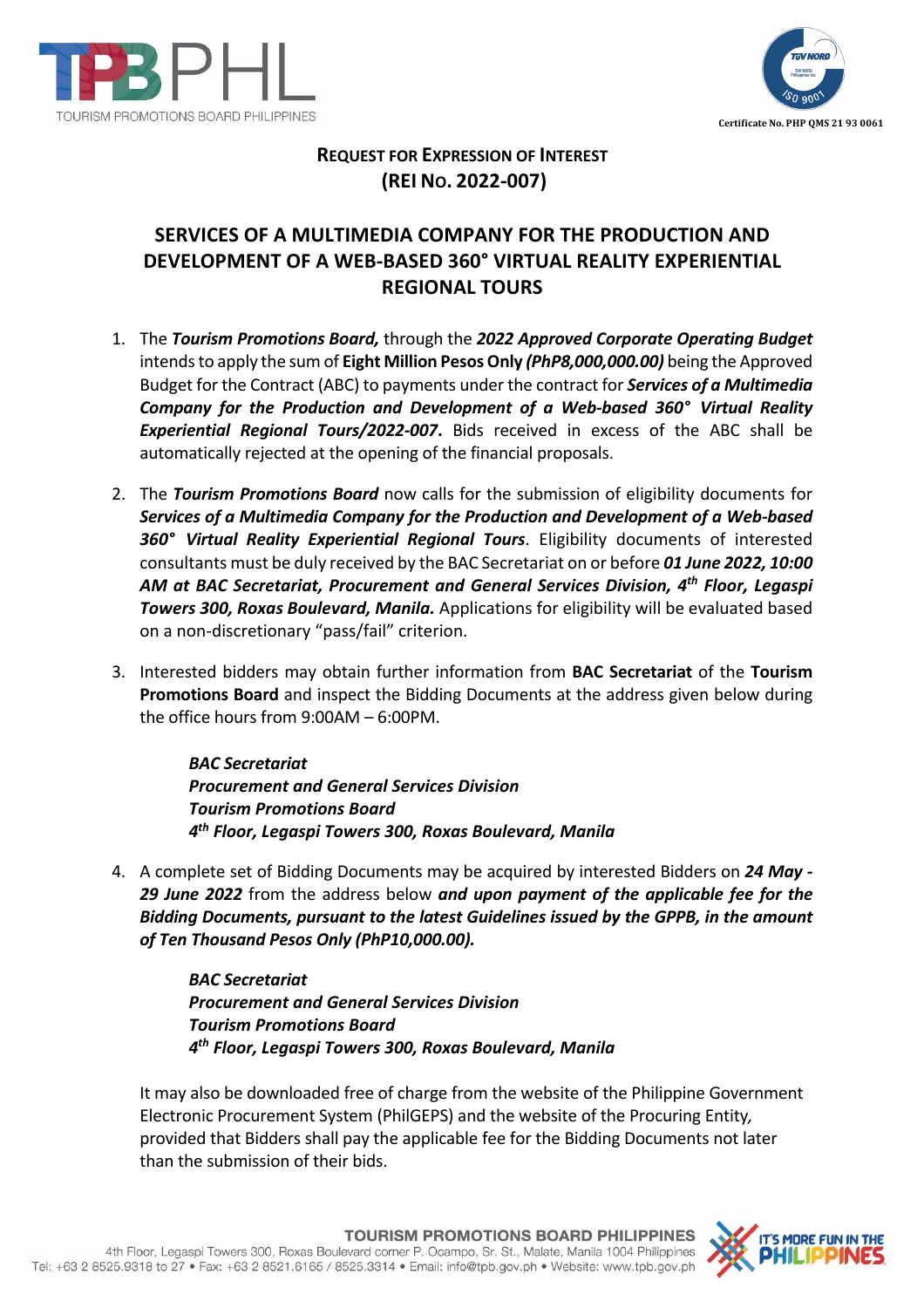## REQUEST FOR EXPRESSION OF INTEREST
## (REI NO. 2022-007)

# SERVICES OF A MULTIMEDIA COMPANY FOR THE PRODUCTION AND DEVELOPMENT OF A WEB-BASED 360° VIRTUAL REALITY EXPERIENTIAL REGIONAL TOURS

1. The ***Tourism Promotions Board,*** through the ***2022 Approved Corporate Operating Budget*** intends to apply the sum of **Eight Million Pesos Only *(PhP8,000,000.00)*** being the Approved Budget for the Contract (ABC) to payments under the contract for ***Services of a Multimedia Company for the Production and Development of a Web-based 360° Virtual Reality Experiential Regional Tours/2022-007.*** Bids received in excess of the ABC shall be automatically rejected at the opening of the financial proposals.

2. The ***Tourism Promotions Board*** now calls for the submission of eligibility documents for ***Services of a Multimedia Company for the Production and Development of a Web-based 360° Virtual Reality Experiential Regional Tours***. Eligibility documents of interested consultants must be duly received by the BAC Secretariat on or before ***01 June 2022, 10:00 AM at BAC Secretariat, Procurement and General Services Division, 4th Floor, Legaspi Towers 300, Roxas Boulevard, Manila.*** Applications for eligibility will be evaluated based on a non-discretionary "pass/fail" criterion.

3. Interested bidders may obtain further information from **BAC Secretariat** of the **Tourism Promotions Board** and inspect the Bidding Documents at the address given below during the office hours from 9:00AM – 6:00PM.

   ***BAC Secretariat***
   ***Procurement and General Services Division***
   ***Tourism Promotions Board***
   ***4th Floor, Legaspi Towers 300, Roxas Boulevard, Manila***

4. A complete set of Bidding Documents may be acquired by interested Bidders on ***24 May - 29 June 2022*** from the address below ***and upon payment of the applicable fee for the Bidding Documents, pursuant to the latest Guidelines issued by the GPPB, in the amount of Ten Thousand Pesos Only (PhP10,000.00).***

   ***BAC Secretariat***
   ***Procurement and General Services Division***
   ***Tourism Promotions Board***
   ***4th Floor, Legaspi Towers 300, Roxas Boulevard, Manila***

   It may also be downloaded free of charge from the website of the Philippine Government Electronic Procurement System (PhilGEPS) and the website of the Procuring Entity, provided that Bidders shall pay the applicable fee for the Bidding Documents not later than the submission of their bids.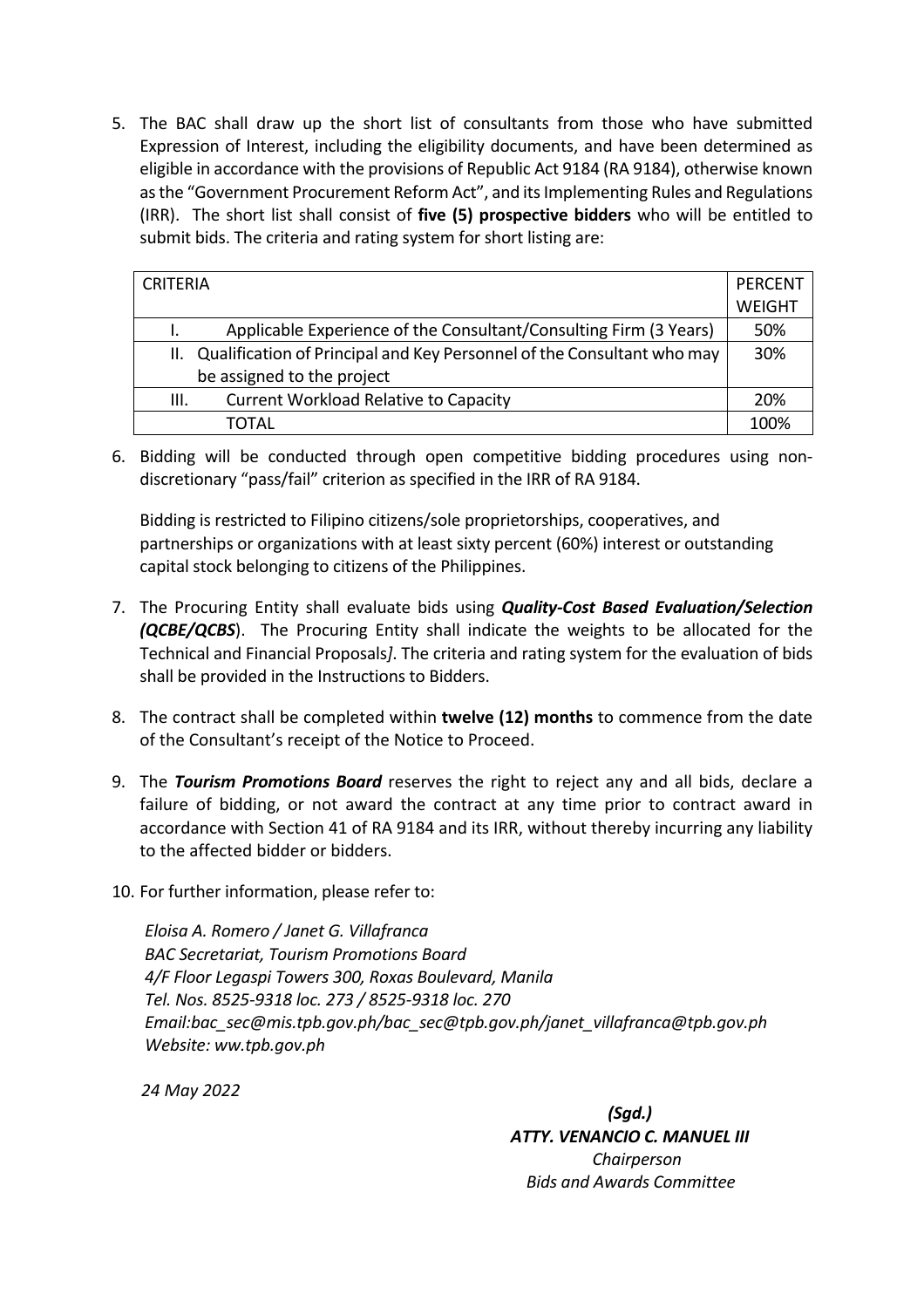5. The BAC shall draw up the short list of consultants from those who have submitted Expression of Interest, including the eligibility documents, and have been determined as eligible in accordance with the provisions of Republic Act 9184 (RA 9184), otherwise known as the "Government Procurement Reform Act", and its Implementing Rules and Regulations (IRR). The short list shall consist of **five (5) prospective bidders** who will be entitled to submit bids. The criteria and rating system for short listing are:

| CRITERIA | PERCENT WEIGHT |
|---|---|
| I. Applicable Experience of the Consultant/Consulting Firm (3 Years) | 50% |
| II. Qualification of Principal and Key Personnel of the Consultant who may be assigned to the project | 30% |
| III. Current Workload Relative to Capacity | 20% |
| TOTAL | 100% |

6. Bidding will be conducted through open competitive bidding procedures using non-discretionary "pass/fail" criterion as specified in the IRR of RA 9184.

   Bidding is restricted to Filipino citizens/sole proprietorships, cooperatives, and partnerships or organizations with at least sixty percent (60%) interest or outstanding capital stock belonging to citizens of the Philippines.

7. The Procuring Entity shall evaluate bids using ***Quality-Cost Based Evaluation/Selection (QCBE/QCBS***). The Procuring Entity shall indicate the weights to be allocated for the Technical and Financial Proposals*]*. The criteria and rating system for the evaluation of bids shall be provided in the Instructions to Bidders.

8. The contract shall be completed within **twelve (12) months** to commence from the date of the Consultant's receipt of the Notice to Proceed.

9. The ***Tourism Promotions Board*** reserves the right to reject any and all bids, declare a failure of bidding, or not award the contract at any time prior to contract award in accordance with Section 41 of RA 9184 and its IRR, without thereby incurring any liability to the affected bidder or bidders.

10. For further information, please refer to:

    *Eloisa A. Romero / Janet G. Villafranca*
    *BAC Secretariat, Tourism Promotions Board*
    *4/F Floor Legaspi Towers 300, Roxas Boulevard, Manila*
    *Tel. Nos. 8525-9318 loc. 273 / 8525-9318 loc. 270*
    *Email:bac_sec@mis.tpb.gov.ph/bac_sec@tpb.gov.ph/janet_villafranca@tpb.gov.ph*
    *Website: ww.tpb.gov.ph*

*24 May 2022*

***(Sgd.)***
***ATTY. VENANCIO C. MANUEL III***
*Chairperson*
*Bids and Awards Committee*